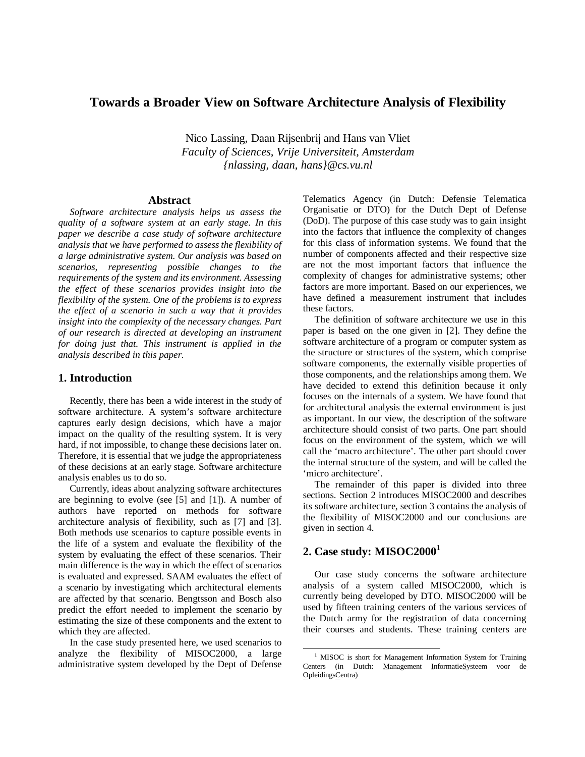# Towards a Broader View on Software Architecture Analysis of Flexibility

Nico Lassing, Daan Rijsenbrij and Hans van Vliet
*Faculty of Sciences, Vrije Universiteit, Amsterdam*
*{nlassing, daan, hans}@cs.vu.nl*

## Abstract

*Software architecture analysis helps us assess the quality of a software system at an early stage. In this paper we describe a case study of software architecture analysis that we have performed to assess the flexibility of a large administrative system. Our analysis was based on scenarios, representing possible changes to the requirements of the system and its environment. Assessing the effect of these scenarios provides insight into the flexibility of the system. One of the problems is to express the effect of a scenario in such a way that it provides insight into the complexity of the necessary changes. Part of our research is directed at developing an instrument for doing just that. This instrument is applied in the analysis described in this paper.*

## 1. Introduction

Recently, there has been a wide interest in the study of software architecture. A system's software architecture captures early design decisions, which have a major impact on the quality of the resulting system. It is very hard, if not impossible, to change these decisions later on. Therefore, it is essential that we judge the appropriateness of these decisions at an early stage. Software architecture analysis enables us to do so.

Currently, ideas about analyzing software architectures are beginning to evolve (see [5] and [1]). A number of authors have reported on methods for software architecture analysis of flexibility, such as [7] and [3]. Both methods use scenarios to capture possible events in the life of a system and evaluate the flexibility of the system by evaluating the effect of these scenarios. Their main difference is the way in which the effect of scenarios is evaluated and expressed. SAAM evaluates the effect of a scenario by investigating which architectural elements are affected by that scenario. Bengtsson and Bosch also predict the effort needed to implement the scenario by estimating the size of these components and the extent to which they are affected.

In the case study presented here, we used scenarios to analyze the flexibility of MISOC2000, a large administrative system developed by the Dept of Defense Telematics Agency (in Dutch: Defensie Telematica Organisatie or DTO) for the Dutch Dept of Defense (DoD). The purpose of this case study was to gain insight into the factors that influence the complexity of changes for this class of information systems. We found that the number of components affected and their respective size are not the most important factors that influence the complexity of changes for administrative systems; other factors are more important. Based on our experiences, we have defined a measurement instrument that includes these factors.

The definition of software architecture we use in this paper is based on the one given in [2]. They define the software architecture of a program or computer system as the structure or structures of the system, which comprise software components, the externally visible properties of those components, and the relationships among them. We have decided to extend this definition because it only focuses on the internals of a system. We have found that for architectural analysis the external environment is just as important. In our view, the description of the software architecture should consist of two parts. One part should focus on the environment of the system, which we will call the 'macro architecture'. The other part should cover the internal structure of the system, and will be called the 'micro architecture'.

The remainder of this paper is divided into three sections. Section 2 introduces MISOC2000 and describes its software architecture, section 3 contains the analysis of the flexibility of MISOC2000 and our conclusions are given in section 4.

## 2. Case study: MISOC2000[1]

Our case study concerns the software architecture analysis of a system called MISOC2000, which is currently being developed by DTO. MISOC2000 will be used by fifteen training centers of the various services of the Dutch army for the registration of data concerning their courses and students. These training centers are

[1] MISOC is short for Management Information System for Training Centers (in Dutch: Management InformatieSysteem voor de OpleidingsCentra)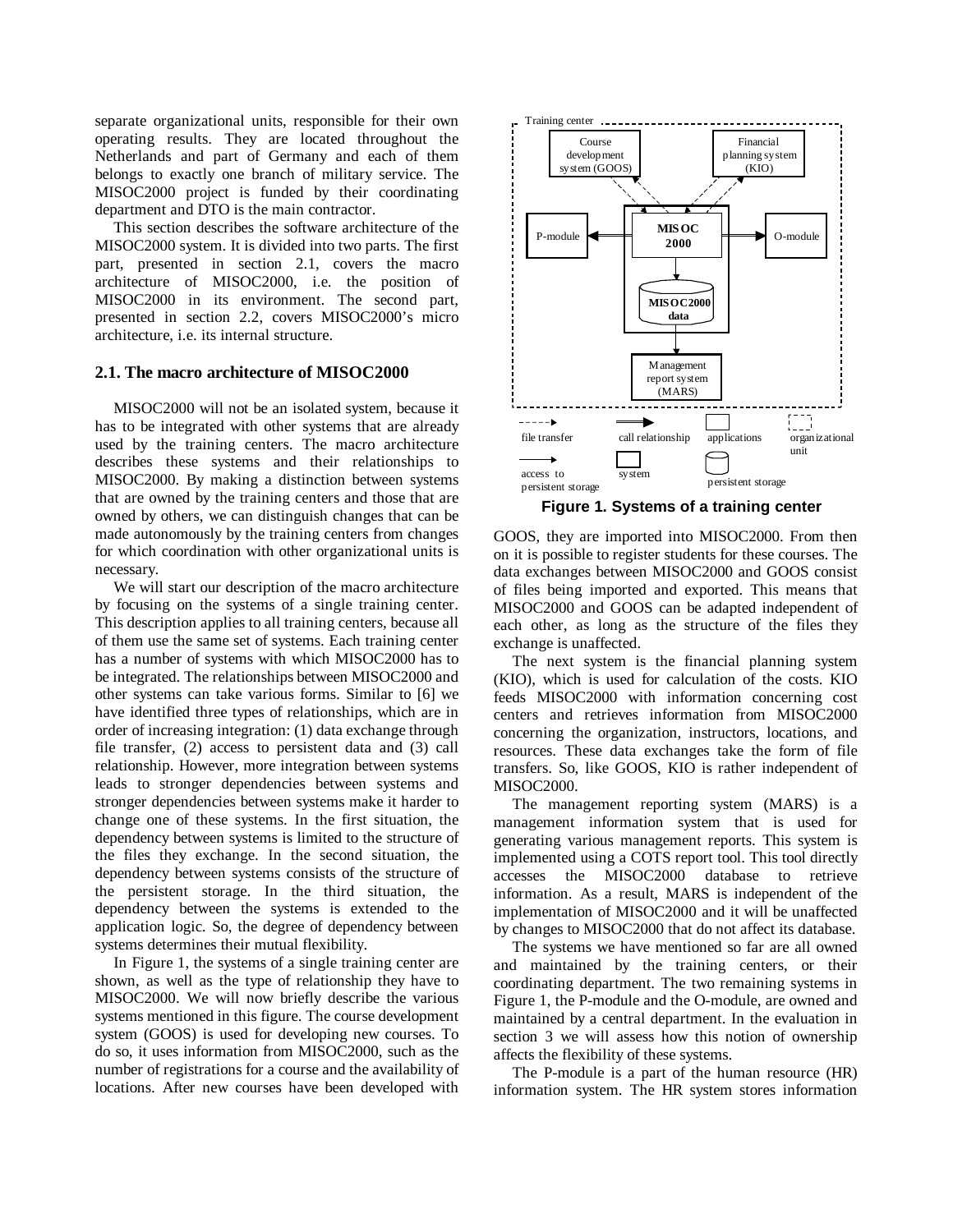separate organizational units, responsible for their own operating results. They are located throughout the Netherlands and part of Germany and each of them belongs to exactly one branch of military service. The MISOC2000 project is funded by their coordinating department and DTO is the main contractor.

This section describes the software architecture of the MISOC2000 system. It is divided into two parts. The first part, presented in section 2.1, covers the macro architecture of MISOC2000, i.e. the position of MISOC2000 in its environment. The second part, presented in section 2.2, covers MISOC2000's micro architecture, i.e. its internal structure.

## 2.1. The macro architecture of MISOC2000

MISOC2000 will not be an isolated system, because it has to be integrated with other systems that are already used by the training centers. The macro architecture describes these systems and their relationships to MISOC2000. By making a distinction between systems that are owned by the training centers and those that are owned by others, we can distinguish changes that can be made autonomously by the training centers from changes for which coordination with other organizational units is necessary.

We will start our description of the macro architecture by focusing on the systems of a single training center. This description applies to all training centers, because all of them use the same set of systems. Each training center has a number of systems with which MISOC2000 has to be integrated. The relationships between MISOC2000 and other systems can take various forms. Similar to [6] we have identified three types of relationships, which are in order of increasing integration: (1) data exchange through file transfer, (2) access to persistent data and (3) call relationship. However, more integration between systems leads to stronger dependencies between systems and stronger dependencies between systems make it harder to change one of these systems. In the first situation, the dependency between systems is limited to the structure of the files they exchange. In the second situation, the dependency between systems consists of the structure of the persistent storage. In the third situation, the dependency between the systems is extended to the application logic. So, the degree of dependency between systems determines their mutual flexibility.

In Figure 1, the systems of a single training center are shown, as well as the type of relationship they have to MISOC2000. We will now briefly describe the various systems mentioned in this figure. The course development system (GOOS) is used for developing new courses. To do so, it uses information from MISOC2000, such as the number of registrations for a course and the availability of locations. After new courses have been developed with GOOS, they are imported into MISOC2000. From then on it is possible to register students for these courses. The data exchanges between MISOC2000 and GOOS consist of files being imported and exported. This means that MISOC2000 and GOOS can be adapted independent of each other, as long as the structure of the files they exchange is unaffected.

**Figure 1. Systems of a training center**

The next system is the financial planning system (KIO), which is used for calculation of the costs. KIO feeds MISOC2000 with information concerning cost centers and retrieves information from MISOC2000 concerning the organization, instructors, locations, and resources. These data exchanges take the form of file transfers. So, like GOOS, KIO is rather independent of MISOC2000.

The management reporting system (MARS) is a management information system that is used for generating various management reports. This system is implemented using a COTS report tool. This tool directly accesses the MISOC2000 database to retrieve information. As a result, MARS is independent of the implementation of MISOC2000 and it will be unaffected by changes to MISOC2000 that do not affect its database.

The systems we have mentioned so far are all owned and maintained by the training centers, or their coordinating department. The two remaining systems in Figure 1, the P-module and the O-module, are owned and maintained by a central department. In the evaluation in section 3 we will assess how this notion of ownership affects the flexibility of these systems.

The P-module is a part of the human resource (HR) information system. The HR system stores information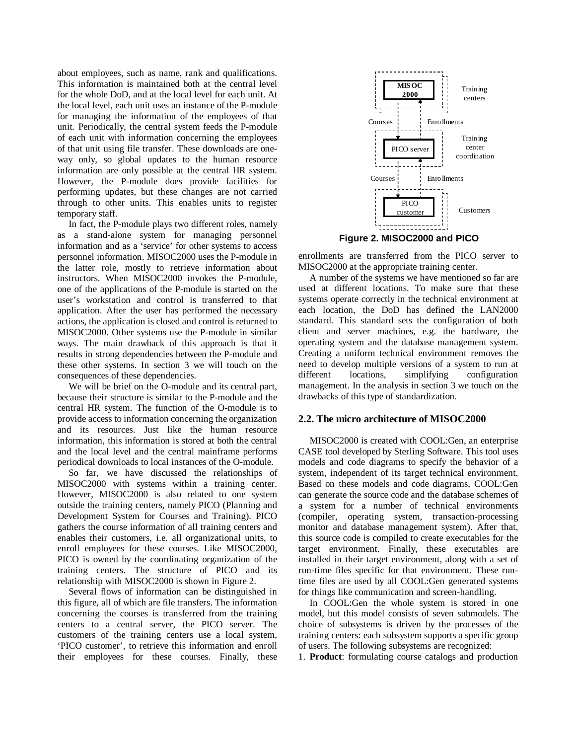about employees, such as name, rank and qualifications. This information is maintained both at the central level for the whole DoD, and at the local level for each unit. At the local level, each unit uses an instance of the P-module for managing the information of the employees of that unit. Periodically, the central system feeds the P-module of each unit with information concerning the employees of that unit using file transfer. These downloads are one-way only, so global updates to the human resource information are only possible at the central HR system. However, the P-module does provide facilities for performing updates, but these changes are not carried through to other units. This enables units to register temporary staff.

In fact, the P-module plays two different roles, namely as a stand-alone system for managing personnel information and as a 'service' for other systems to access personnel information. MISOC2000 uses the P-module in the latter role, mostly to retrieve information about instructors. When MISOC2000 invokes the P-module, one of the applications of the P-module is started on the user's workstation and control is transferred to that application. After the user has performed the necessary actions, the application is closed and control is returned to MISOC2000. Other systems use the P-module in similar ways. The main drawback of this approach is that it results in strong dependencies between the P-module and these other systems. In section 3 we will touch on the consequences of these dependencies.

We will be brief on the O-module and its central part, because their structure is similar to the P-module and the central HR system. The function of the O-module is to provide access to information concerning the organization and its resources. Just like the human resource information, this information is stored at both the central and the local level and the central mainframe performs periodical downloads to local instances of the O-module.

So far, we have discussed the relationships of MISOC2000 with systems within a training center. However, MISOC2000 is also related to one system outside the training centers, namely PICO (Planning and Development System for Courses and Training). PICO gathers the course information of all training centers and enables their customers, i.e. all organizational units, to enroll employees for these courses. Like MISOC2000, PICO is owned by the coordinating organization of the training centers. The structure of PICO and its relationship with MISOC2000 is shown in Figure 2.

Several flows of information can be distinguished in this figure, all of which are file transfers. The information concerning the courses is transferred from the training centers to a central server, the PICO server. The customers of the training centers use a local system, 'PICO customer', to retrieve this information and enroll their employees for these courses. Finally, these enrollments are transferred from the PICO server to MISOC2000 at the appropriate training center.

MISOC 2000 — Training centers
Courses ↓ Enrollments ↑
PICO server — Training center coordination
Courses ↓ Enrollments ↑
PICO customer — Customers

**Figure 2. MISOC2000 and PICO**

A number of the systems we have mentioned so far are used at different locations. To make sure that these systems operate correctly in the technical environment at each location, the DoD has defined the LAN2000 standard. This standard sets the configuration of both client and server machines, e.g. the hardware, the operating system and the database management system. Creating a uniform technical environment removes the need to develop multiple versions of a system to run at different locations, simplifying configuration management. In the analysis in section 3 we touch on the drawbacks of this type of standardization.

### 2.2. The micro architecture of MISOC2000

MISOC2000 is created with COOL:Gen, an enterprise CASE tool developed by Sterling Software. This tool uses models and code diagrams to specify the behavior of a system, independent of its target technical environment. Based on these models and code diagrams, COOL:Gen can generate the source code and the database schemes of a system for a number of technical environments (compiler, operating system, transaction-processing monitor and database management system). After that, this source code is compiled to create executables for the target environment. Finally, these executables are installed in their target environment, along with a set of run-time files specific for that environment. These run-time files are used by all COOL:Gen generated systems for things like communication and screen-handling.

In COOL:Gen the whole system is stored in one model, but this model consists of seven submodels. The choice of subsystems is driven by the processes of the training centers: each subsystem supports a specific group of users. The following subsystems are recognized:

1. **Product**: formulating course catalogs and production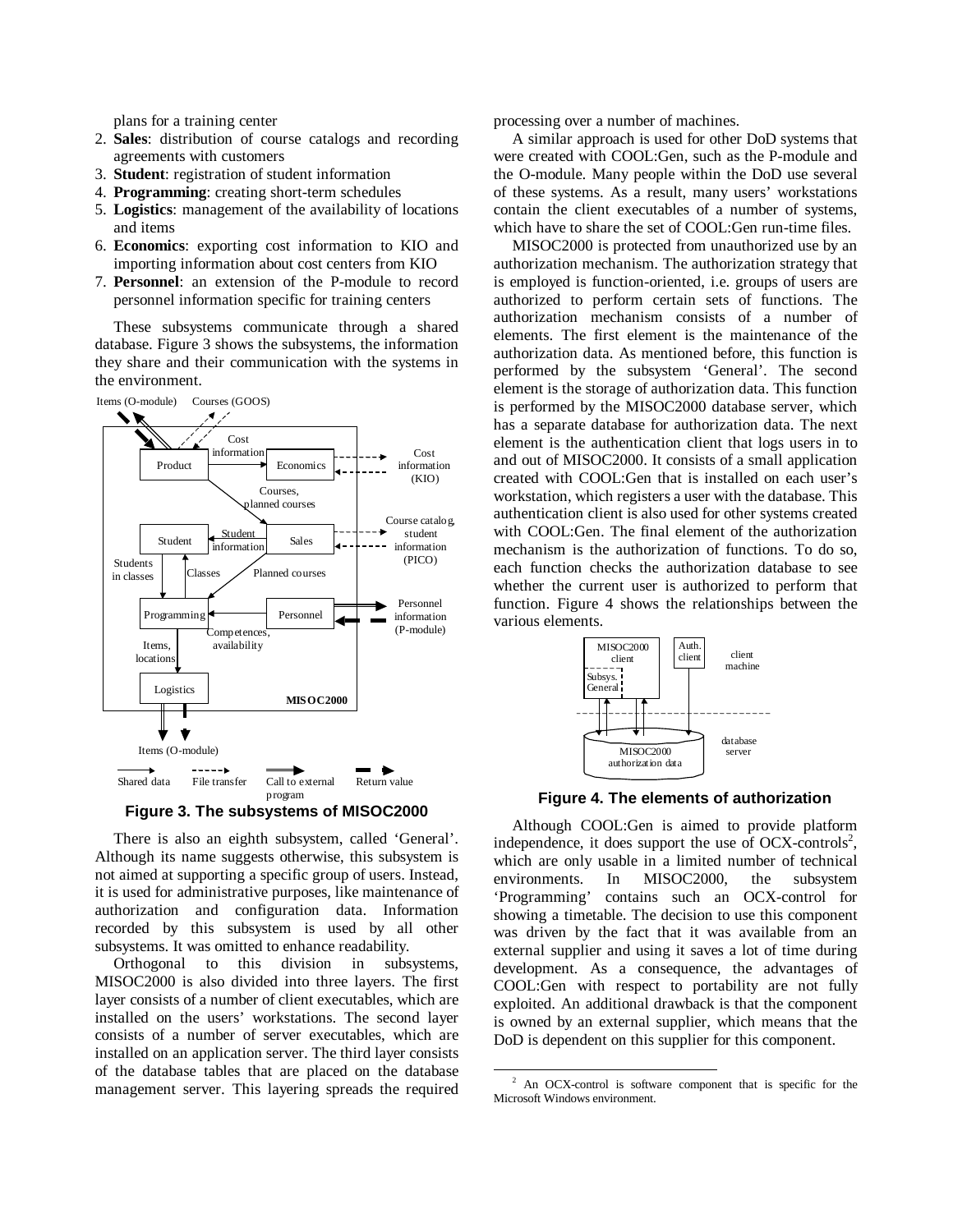plans for a training center

2. **Sales**: distribution of course catalogs and recording agreements with customers
3. **Student**: registration of student information
4. **Programming**: creating short-term schedules
5. **Logistics**: management of the availability of locations and items
6. **Economics**: exporting cost information to KIO and importing information about cost centers from KIO
7. **Personnel**: an extension of the P-module to record personnel information specific for training centers

These subsystems communicate through a shared database. Figure 3 shows the subsystems, the information they share and their communication with the systems in the environment.

**Figure 3. The subsystems of MISOC2000**

There is also an eighth subsystem, called 'General'. Although its name suggests otherwise, this subsystem is not aimed at supporting a specific group of users. Instead, it is used for administrative purposes, like maintenance of authorization and configuration data. Information recorded by this subsystem is used by all other subsystems. It was omitted to enhance readability.

Orthogonal to this division in subsystems, MISOC2000 is also divided into three layers. The first layer consists of a number of client executables, which are installed on the users' workstations. The second layer consists of a number of server executables, which are installed on an application server. The third layer consists of the database tables that are placed on the database management server. This layering spreads the required processing over a number of machines.

A similar approach is used for other DoD systems that were created with COOL:Gen, such as the P-module and the O-module. Many people within the DoD use several of these systems. As a result, many users' workstations contain the client executables of a number of systems, which have to share the set of COOL:Gen run-time files.

MISOC2000 is protected from unauthorized use by an authorization mechanism. The authorization strategy that is employed is function-oriented, i.e. groups of users are authorized to perform certain sets of functions. The authorization mechanism consists of a number of elements. The first element is the maintenance of the authorization data. As mentioned before, this function is performed by the subsystem 'General'. The second element is the storage of authorization data. This function is performed by the MISOC2000 database server, which has a separate database for authorization data. The next element is the authentication client that logs users in to and out of MISOC2000. It consists of a small application created with COOL:Gen that is installed on each user's workstation, which registers a user with the database. This authentication client is also used for other systems created with COOL:Gen. The final element of the authorization mechanism is the authorization of functions. To do so, each function checks the authorization database to see whether the current user is authorized to perform that function. Figure 4 shows the relationships between the various elements.

**Figure 4. The elements of authorization**

Although COOL:Gen is aimed to provide platform independence, it does support the use of OCX-controls[2], which are only usable in a limited number of technical environments. In MISOC2000, the subsystem 'Programming' contains such an OCX-control for showing a timetable. The decision to use this component was driven by the fact that it was available from an external supplier and using it saves a lot of time during development. As a consequence, the advantages of COOL:Gen with respect to portability are not fully exploited. An additional drawback is that the component is owned by an external supplier, which means that the DoD is dependent on this supplier for this component.

[2] An OCX-control is software component that is specific for the Microsoft Windows environment.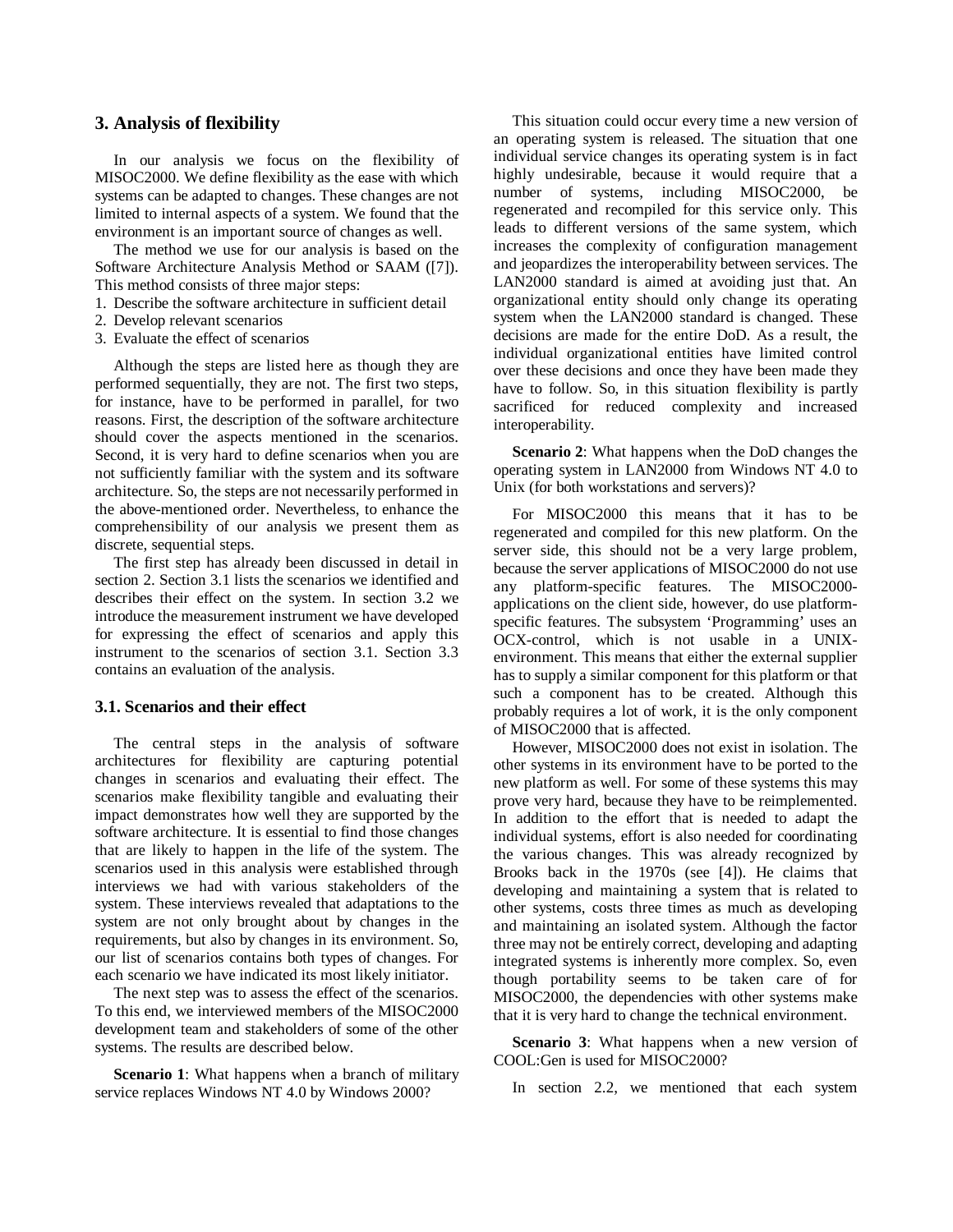## 3. Analysis of flexibility

In our analysis we focus on the flexibility of MISOC2000. We define flexibility as the ease with which systems can be adapted to changes. These changes are not limited to internal aspects of a system. We found that the environment is an important source of changes as well.

The method we use for our analysis is based on the Software Architecture Analysis Method or SAAM ([7]). This method consists of three major steps:

1. Describe the software architecture in sufficient detail
2. Develop relevant scenarios
3. Evaluate the effect of scenarios

Although the steps are listed here as though they are performed sequentially, they are not. The first two steps, for instance, have to be performed in parallel, for two reasons. First, the description of the software architecture should cover the aspects mentioned in the scenarios. Second, it is very hard to define scenarios when you are not sufficiently familiar with the system and its software architecture. So, the steps are not necessarily performed in the above-mentioned order. Nevertheless, to enhance the comprehensibility of our analysis we present them as discrete, sequential steps.

The first step has already been discussed in detail in section 2. Section 3.1 lists the scenarios we identified and describes their effect on the system. In section 3.2 we introduce the measurement instrument we have developed for expressing the effect of scenarios and apply this instrument to the scenarios of section 3.1. Section 3.3 contains an evaluation of the analysis.

### 3.1. Scenarios and their effect

The central steps in the analysis of software architectures for flexibility are capturing potential changes in scenarios and evaluating their effect. The scenarios make flexibility tangible and evaluating their impact demonstrates how well they are supported by the software architecture. It is essential to find those changes that are likely to happen in the life of the system. The scenarios used in this analysis were established through interviews we had with various stakeholders of the system. These interviews revealed that adaptations to the system are not only brought about by changes in the requirements, but also by changes in its environment. So, our list of scenarios contains both types of changes. For each scenario we have indicated its most likely initiator.

The next step was to assess the effect of the scenarios. To this end, we interviewed members of the MISOC2000 development team and stakeholders of some of the other systems. The results are described below.

**Scenario 1**: What happens when a branch of military service replaces Windows NT 4.0 by Windows 2000?

This situation could occur every time a new version of an operating system is released. The situation that one individual service changes its operating system is in fact highly undesirable, because it would require that a number of systems, including MISOC2000, be regenerated and recompiled for this service only. This leads to different versions of the same system, which increases the complexity of configuration management and jeopardizes the interoperability between services. The LAN2000 standard is aimed at avoiding just that. An organizational entity should only change its operating system when the LAN2000 standard is changed. These decisions are made for the entire DoD. As a result, the individual organizational entities have limited control over these decisions and once they have been made they have to follow. So, in this situation flexibility is partly sacrificed for reduced complexity and increased interoperability.

**Scenario 2**: What happens when the DoD changes the operating system in LAN2000 from Windows NT 4.0 to Unix (for both workstations and servers)?

For MISOC2000 this means that it has to be regenerated and compiled for this new platform. On the server side, this should not be a very large problem, because the server applications of MISOC2000 do not use any platform-specific features. The MISOC2000-applications on the client side, however, do use platform-specific features. The subsystem 'Programming' uses an OCX-control, which is not usable in a UNIX-environment. This means that either the external supplier has to supply a similar component for this platform or that such a component has to be created. Although this probably requires a lot of work, it is the only component of MISOC2000 that is affected.

However, MISOC2000 does not exist in isolation. The other systems in its environment have to be ported to the new platform as well. For some of these systems this may prove very hard, because they have to be reimplemented. In addition to the effort that is needed to adapt the individual systems, effort is also needed for coordinating the various changes. This was already recognized by Brooks back in the 1970s (see [4]). He claims that developing and maintaining a system that is related to other systems, costs three times as much as developing and maintaining an isolated system. Although the factor three may not be entirely correct, developing and adapting integrated systems is inherently more complex. So, even though portability seems to be taken care of for MISOC2000, the dependencies with other systems make that it is very hard to change the technical environment.

**Scenario 3**: What happens when a new version of COOL:Gen is used for MISOC2000?

In section 2.2, we mentioned that each system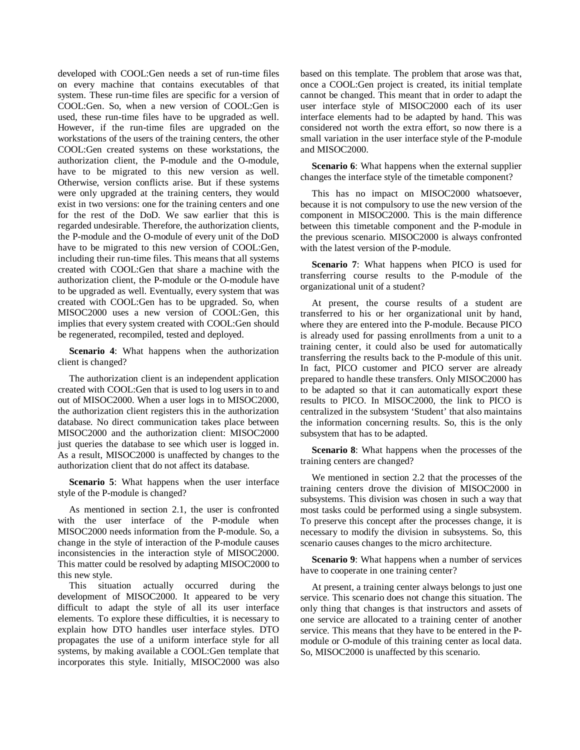developed with COOL:Gen needs a set of run-time files on every machine that contains executables of that system. These run-time files are specific for a version of COOL:Gen. So, when a new version of COOL:Gen is used, these run-time files have to be upgraded as well. However, if the run-time files are upgraded on the workstations of the users of the training centers, the other COOL:Gen created systems on these workstations, the authorization client, the P-module and the O-module, have to be migrated to this new version as well. Otherwise, version conflicts arise. But if these systems were only upgraded at the training centers, they would exist in two versions: one for the training centers and one for the rest of the DoD. We saw earlier that this is regarded undesirable. Therefore, the authorization clients, the P-module and the O-module of every unit of the DoD have to be migrated to this new version of COOL:Gen, including their run-time files. This means that all systems created with COOL:Gen that share a machine with the authorization client, the P-module or the O-module have to be upgraded as well. Eventually, every system that was created with COOL:Gen has to be upgraded. So, when MISOC2000 uses a new version of COOL:Gen, this implies that every system created with COOL:Gen should be regenerated, recompiled, tested and deployed.

**Scenario 4**: What happens when the authorization client is changed?

The authorization client is an independent application created with COOL:Gen that is used to log users in to and out of MISOC2000. When a user logs in to MISOC2000, the authorization client registers this in the authorization database. No direct communication takes place between MISOC2000 and the authorization client: MISOC2000 just queries the database to see which user is logged in. As a result, MISOC2000 is unaffected by changes to the authorization client that do not affect its database.

**Scenario 5**: What happens when the user interface style of the P-module is changed?

As mentioned in section 2.1, the user is confronted with the user interface of the P-module when MISOC2000 needs information from the P-module. So, a change in the style of interaction of the P-module causes inconsistencies in the interaction style of MISOC2000. This matter could be resolved by adapting MISOC2000 to this new style.

This situation actually occurred during the development of MISOC2000. It appeared to be very difficult to adapt the style of all its user interface elements. To explore these difficulties, it is necessary to explain how DTO handles user interface styles. DTO propagates the use of a uniform interface style for all systems, by making available a COOL:Gen template that incorporates this style. Initially, MISOC2000 was also based on this template. The problem that arose was that, once a COOL:Gen project is created, its initial template cannot be changed. This meant that in order to adapt the user interface style of MISOC2000 each of its user interface elements had to be adapted by hand. This was considered not worth the extra effort, so now there is a small variation in the user interface style of the P-module and MISOC2000.

**Scenario 6**: What happens when the external supplier changes the interface style of the timetable component?

This has no impact on MISOC2000 whatsoever, because it is not compulsory to use the new version of the component in MISOC2000. This is the main difference between this timetable component and the P-module in the previous scenario. MISOC2000 is always confronted with the latest version of the P-module.

**Scenario 7**: What happens when PICO is used for transferring course results to the P-module of the organizational unit of a student?

At present, the course results of a student are transferred to his or her organizational unit by hand, where they are entered into the P-module. Because PICO is already used for passing enrollments from a unit to a training center, it could also be used for automatically transferring the results back to the P-module of this unit. In fact, PICO customer and PICO server are already prepared to handle these transfers. Only MISOC2000 has to be adapted so that it can automatically export these results to PICO. In MISOC2000, the link to PICO is centralized in the subsystem 'Student' that also maintains the information concerning results. So, this is the only subsystem that has to be adapted.

**Scenario 8**: What happens when the processes of the training centers are changed?

We mentioned in section 2.2 that the processes of the training centers drove the division of MISOC2000 in subsystems. This division was chosen in such a way that most tasks could be performed using a single subsystem. To preserve this concept after the processes change, it is necessary to modify the division in subsystems. So, this scenario causes changes to the micro architecture.

**Scenario 9**: What happens when a number of services have to cooperate in one training center?

At present, a training center always belongs to just one service. This scenario does not change this situation. The only thing that changes is that instructors and assets of one service are allocated to a training center of another service. This means that they have to be entered in the P-module or O-module of this training center as local data. So, MISOC2000 is unaffected by this scenario.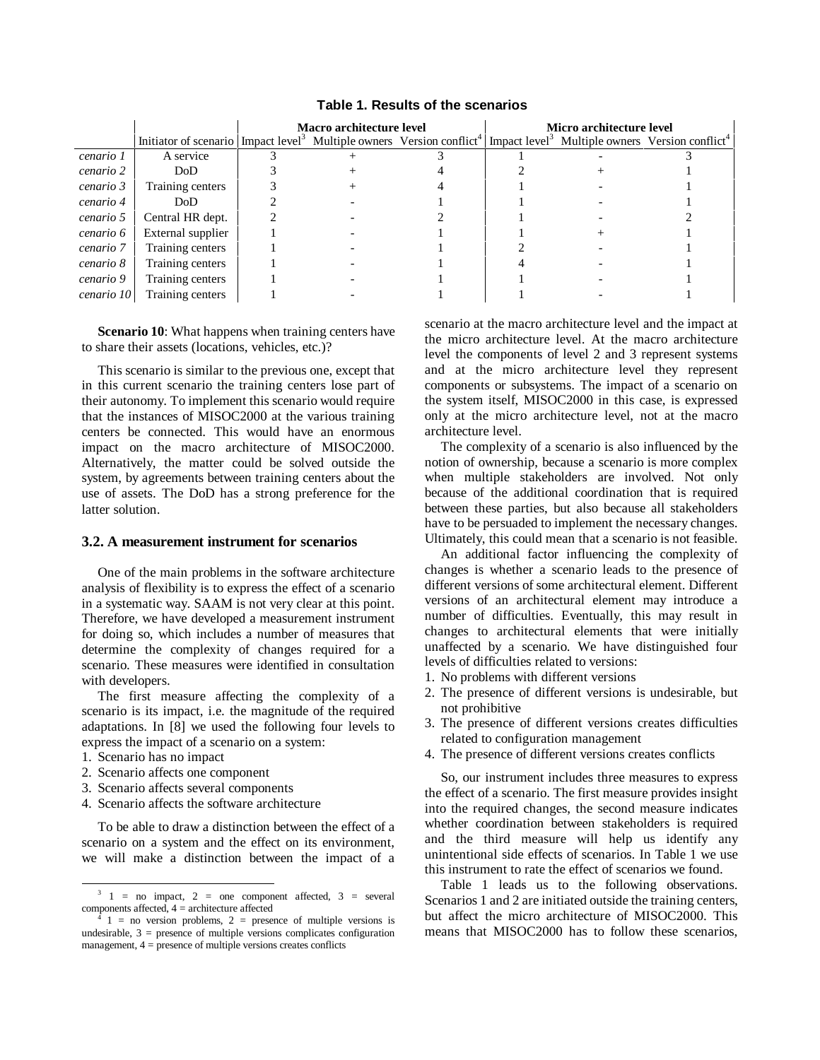**Table 1. Results of the scenarios**

| | | Macro architecture level | | | Micro architecture level | | |
|---|---|---|---|---|---|---|---|
| | Initiator of scenario | Impact level[3] | Multiple owners | Version conflict[4] | Impact level[3] | Multiple owners | Version conflict[4] |
| cenario 1 | A service | 3 | + | 3 | 1 | - | 3 |
| cenario 2 | DoD | 3 | + | 4 | 2 | + | 1 |
| cenario 3 | Training centers | 3 | + | 4 | 1 | - | 1 |
| cenario 4 | DoD | 2 | - | 1 | 1 | - | 1 |
| cenario 5 | Central HR dept. | 2 | - | 2 | 1 | - | 2 |
| cenario 6 | External supplier | 1 | - | 1 | 1 | + | 1 |
| cenario 7 | Training centers | 1 | - | 1 | 2 | - | 1 |
| cenario 8 | Training centers | 1 | - | 1 | 4 | - | 1 |
| cenario 9 | Training centers | 1 | - | 1 | 1 | - | 1 |
| cenario 10 | Training centers | 1 | - | 1 | 1 | - | 1 |

**Scenario 10**: What happens when training centers have to share their assets (locations, vehicles, etc.)?

This scenario is similar to the previous one, except that in this current scenario the training centers lose part of their autonomy. To implement this scenario would require that the instances of MISOC2000 at the various training centers be connected. This would have an enormous impact on the macro architecture of MISOC2000. Alternatively, the matter could be solved outside the system, by agreements between training centers about the use of assets. The DoD has a strong preference for the latter solution.

### 3.2. A measurement instrument for scenarios

One of the main problems in the software architecture analysis of flexibility is to express the effect of a scenario in a systematic way. SAAM is not very clear at this point. Therefore, we have developed a measurement instrument for doing so, which includes a number of measures that determine the complexity of changes required for a scenario. These measures were identified in consultation with developers.

The first measure affecting the complexity of a scenario is its impact, i.e. the magnitude of the required adaptations. In [8] we used the following four levels to express the impact of a scenario on a system:

1. Scenario has no impact
2. Scenario affects one component
3. Scenario affects several components
4. Scenario affects the software architecture

To be able to draw a distinction between the effect of a scenario on a system and the effect on its environment, we will make a distinction between the impact of a scenario at the macro architecture level and the impact at the micro architecture level. At the macro architecture level the components of level 2 and 3 represent systems and at the micro architecture level they represent components or subsystems. The impact of a scenario on the system itself, MISOC2000 in this case, is expressed only at the micro architecture level, not at the macro architecture level.

The complexity of a scenario is also influenced by the notion of ownership, because a scenario is more complex when multiple stakeholders are involved. Not only because of the additional coordination that is required between these parties, but also because all stakeholders have to be persuaded to implement the necessary changes. Ultimately, this could mean that a scenario is not feasible.

An additional factor influencing the complexity of changes is whether a scenario leads to the presence of different versions of some architectural element. Different versions of an architectural element may introduce a number of difficulties. Eventually, this may result in changes to architectural elements that were initially unaffected by a scenario. We have distinguished four levels of difficulties related to versions:

1. No problems with different versions
2. The presence of different versions is undesirable, but not prohibitive
3. The presence of different versions creates difficulties related to configuration management
4. The presence of different versions creates conflicts

So, our instrument includes three measures to express the effect of a scenario. The first measure provides insight into the required changes, the second measure indicates whether coordination between stakeholders is required and the third measure will help us identify any unintentional side effects of scenarios. In Table 1 we use this instrument to rate the effect of scenarios we found.

Table 1 leads us to the following observations. Scenarios 1 and 2 are initiated outside the training centers, but affect the micro architecture of MISOC2000. This means that MISOC2000 has to follow these scenarios,

[3] 1 = no impact, 2 = one component affected, 3 = several components affected, 4 = architecture affected

[4] 1 = no version problems, 2 = presence of multiple versions is undesirable, 3 = presence of multiple versions complicates configuration management, 4 = presence of multiple versions creates conflicts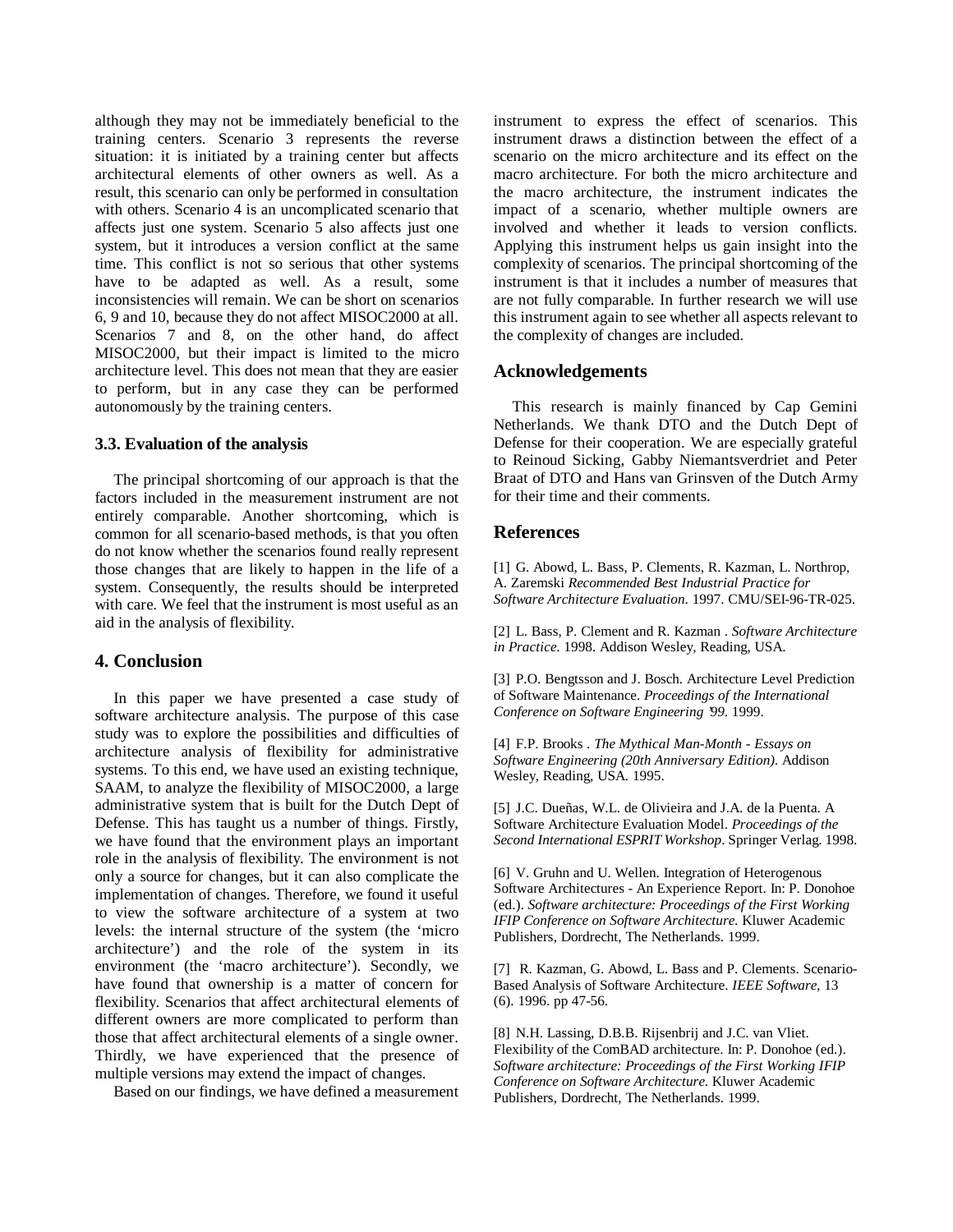although they may not be immediately beneficial to the training centers. Scenario 3 represents the reverse situation: it is initiated by a training center but affects architectural elements of other owners as well. As a result, this scenario can only be performed in consultation with others. Scenario 4 is an uncomplicated scenario that affects just one system. Scenario 5 also affects just one system, but it introduces a version conflict at the same time. This conflict is not so serious that other systems have to be adapted as well. As a result, some inconsistencies will remain. We can be short on scenarios 6, 9 and 10, because they do not affect MISOC2000 at all. Scenarios 7 and 8, on the other hand, do affect MISOC2000, but their impact is limited to the micro architecture level. This does not mean that they are easier to perform, but in any case they can be performed autonomously by the training centers.

### 3.3. Evaluation of the analysis

The principal shortcoming of our approach is that the factors included in the measurement instrument are not entirely comparable. Another shortcoming, which is common for all scenario-based methods, is that you often do not know whether the scenarios found really represent those changes that are likely to happen in the life of a system. Consequently, the results should be interpreted with care. We feel that the instrument is most useful as an aid in the analysis of flexibility.

## 4. Conclusion

In this paper we have presented a case study of software architecture analysis. The purpose of this case study was to explore the possibilities and difficulties of architecture analysis of flexibility for administrative systems. To this end, we have used an existing technique, SAAM, to analyze the flexibility of MISOC2000, a large administrative system that is built for the Dutch Dept of Defense. This has taught us a number of things. Firstly, we have found that the environment plays an important role in the analysis of flexibility. The environment is not only a source for changes, but it can also complicate the implementation of changes. Therefore, we found it useful to view the software architecture of a system at two levels: the internal structure of the system (the 'micro architecture') and the role of the system in its environment (the 'macro architecture'). Secondly, we have found that ownership is a matter of concern for flexibility. Scenarios that affect architectural elements of different owners are more complicated to perform than those that affect architectural elements of a single owner. Thirdly, we have experienced that the presence of multiple versions may extend the impact of changes.

Based on our findings, we have defined a measurement instrument to express the effect of scenarios. This instrument draws a distinction between the effect of a scenario on the micro architecture and its effect on the macro architecture. For both the micro architecture and the macro architecture, the instrument indicates the impact of a scenario, whether multiple owners are involved and whether it leads to version conflicts. Applying this instrument helps us gain insight into the complexity of scenarios. The principal shortcoming of the instrument is that it includes a number of measures that are not fully comparable. In further research we will use this instrument again to see whether all aspects relevant to the complexity of changes are included.

## Acknowledgements

This research is mainly financed by Cap Gemini Netherlands. We thank DTO and the Dutch Dept of Defense for their cooperation. We are especially grateful to Reinoud Sicking, Gabby Niemantsverdriet and Peter Braat of DTO and Hans van Grinsven of the Dutch Army for their time and their comments.

## References

[1] G. Abowd, L. Bass, P. Clements, R. Kazman, L. Northrop, A. Zaremski *Recommended Best Industrial Practice for Software Architecture Evaluation*. 1997. CMU/SEI-96-TR-025.

[2] L. Bass, P. Clement and R. Kazman . *Software Architecture in Practice*. 1998. Addison Wesley, Reading, USA.

[3] P.O. Bengtsson and J. Bosch. Architecture Level Prediction of Software Maintenance. *Proceedings of the International Conference on Software Engineering '99*. 1999.

[4] F.P. Brooks . *The Mythical Man-Month - Essays on Software Engineering (20th Anniversary Edition)*. Addison Wesley, Reading, USA. 1995.

[5] J.C. Dueñas, W.L. de Olivieira and J.A. de la Puenta. A Software Architecture Evaluation Model. *Proceedings of the Second International ESPRIT Workshop*. Springer Verlag. 1998.

[6] V. Gruhn and U. Wellen. Integration of Heterogenous Software Architectures - An Experience Report. In: P. Donohoe (ed.). *Software architecture: Proceedings of the First Working IFIP Conference on Software Architecture.* Kluwer Academic Publishers, Dordrecht, The Netherlands. 1999.

[7] R. Kazman, G. Abowd, L. Bass and P. Clements. Scenario-Based Analysis of Software Architecture. *IEEE Software*, 13 (6). 1996. pp 47-56.

[8] N.H. Lassing, D.B.B. Rijsenbrij and J.C. van Vliet. Flexibility of the ComBAD architecture. In: P. Donohoe (ed.). *Software architecture: Proceedings of the First Working IFIP Conference on Software Architecture.* Kluwer Academic Publishers, Dordrecht, The Netherlands. 1999.